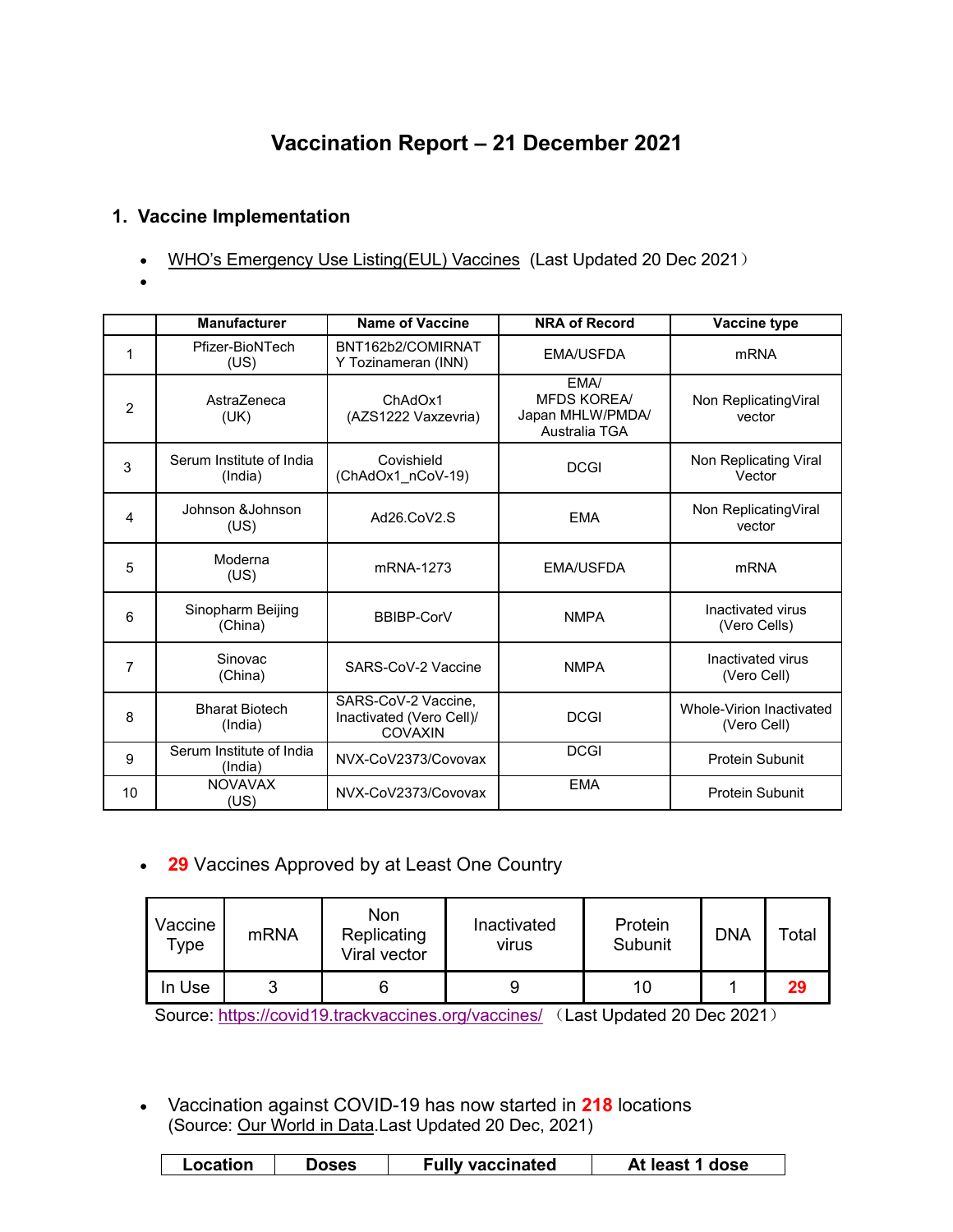# Vaccination Report – 21 December 2021

## 1. Vaccine Implementation

- WHO's Emergency Use Listing(EUL) Vaccines (Last Updated 20 Dec 2021)
- 

| | Manufacturer | Name of Vaccine | NRA of Record | Vaccine type |
|---|---|---|---|---|
| 1 | Pfizer-BioNTech (US) | BNT162b2/COMIRNATY Tozinameran (INN) | EMA/USFDA | mRNA |
| 2 | AstraZeneca (UK) | ChAdOx1 (AZS1222 Vaxzevria) | EMA/ MFDS KOREA/ Japan MHLW/PMDA/ Australia TGA | Non ReplicatingViral vector |
| 3 | Serum Institute of India (India) | Covishield (ChAdOx1_nCoV-19) | DCGI | Non Replicating Viral Vector |
| 4 | Johnson &Johnson (US) | Ad26.CoV2.S | EMA | Non ReplicatingViral vector |
| 5 | Moderna (US) | mRNA-1273 | EMA/USFDA | mRNA |
| 6 | Sinopharm Beijing (China) | BBIBP-CorV | NMPA | Inactivated virus (Vero Cells) |
| 7 | Sinovac (China) | SARS-CoV-2 Vaccine | NMPA | Inactivated virus (Vero Cell) |
| 8 | Bharat Biotech (India) | SARS-CoV-2 Vaccine, Inactivated (Vero Cell)/ COVAXIN | DCGI | Whole-Virion Inactivated (Vero Cell) |
| 9 | Serum Institute of India (India) | NVX-CoV2373/Covovax | DCGI | Protein Subunit |
| 10 | NOVAVAX (US) | NVX-CoV2373/Covovax | EMA | Protein Subunit |

- **29** Vaccines Approved by at Least One Country

| Vaccine Type | mRNA | Non Replicating Viral vector | Inactivated virus | Protein Subunit | DNA | Total |
|---|---|---|---|---|---|---|
| In Use | 3 | 6 | 9 | 10 | 1 | **29** |

Source: https://covid19.trackvaccines.org/vaccines/ （Last Updated 20 Dec 2021）

- Vaccination against COVID-19 has now started in **218** locations (Source: Our World in Data.Last Updated 20 Dec, 2021)

| Location | Doses | Fully vaccinated | At least 1 dose |
|---|---|---|---|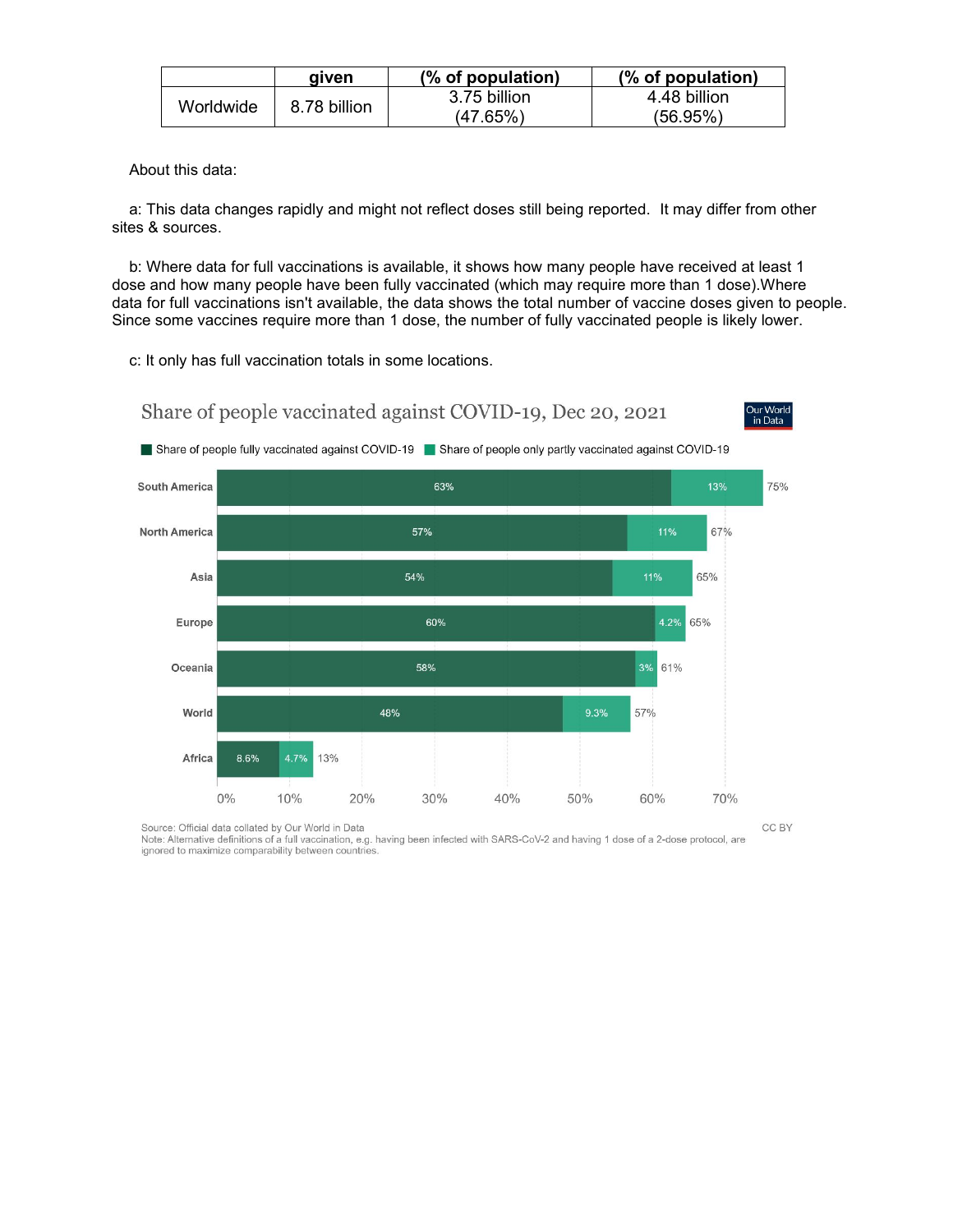| | given | (% of population) | (% of population) |
|---|---|---|---|
| Worldwide | 8.78 billion | 3.75 billion (47.65%) | 4.48 billion (56.95%) |

About this data:

a: This data changes rapidly and might not reflect doses still being reported. It may differ from other sites & sources.

b: Where data for full vaccinations is available, it shows how many people have received at least 1 dose and how many people have been fully vaccinated (which may require more than 1 dose).Where data for full vaccinations isn't available, the data shows the total number of vaccine doses given to people. Since some vaccines require more than 1 dose, the number of fully vaccinated people is likely lower.

c: It only has full vaccination totals in some locations.

Share of people vaccinated against COVID-19, Dec 20, 2021

Our World in Data

| | Share of people fully vaccinated against COVID-19 | Share of people only partly vaccinated against COVID-19 | Total |
|---|---|---|---|
| South America | 63% | 13% | 75% |
| North America | 57% | 11% | 67% |
| Asia | 54% | 11% | 65% |
| Europe | 60% | 4.2% | 65% |
| Oceania | 58% | 3% | 61% |
| World | 48% | 9.3% | 57% |
| Africa | 8.6% | 4.7% | 13% |

Source: Official data collated by Our World in Data

CC BY

Note: Alternative definitions of a full vaccination, e.g. having been infected with SARS-CoV-2 and having 1 dose of a 2-dose protocol, are ignored to maximize comparability between countries.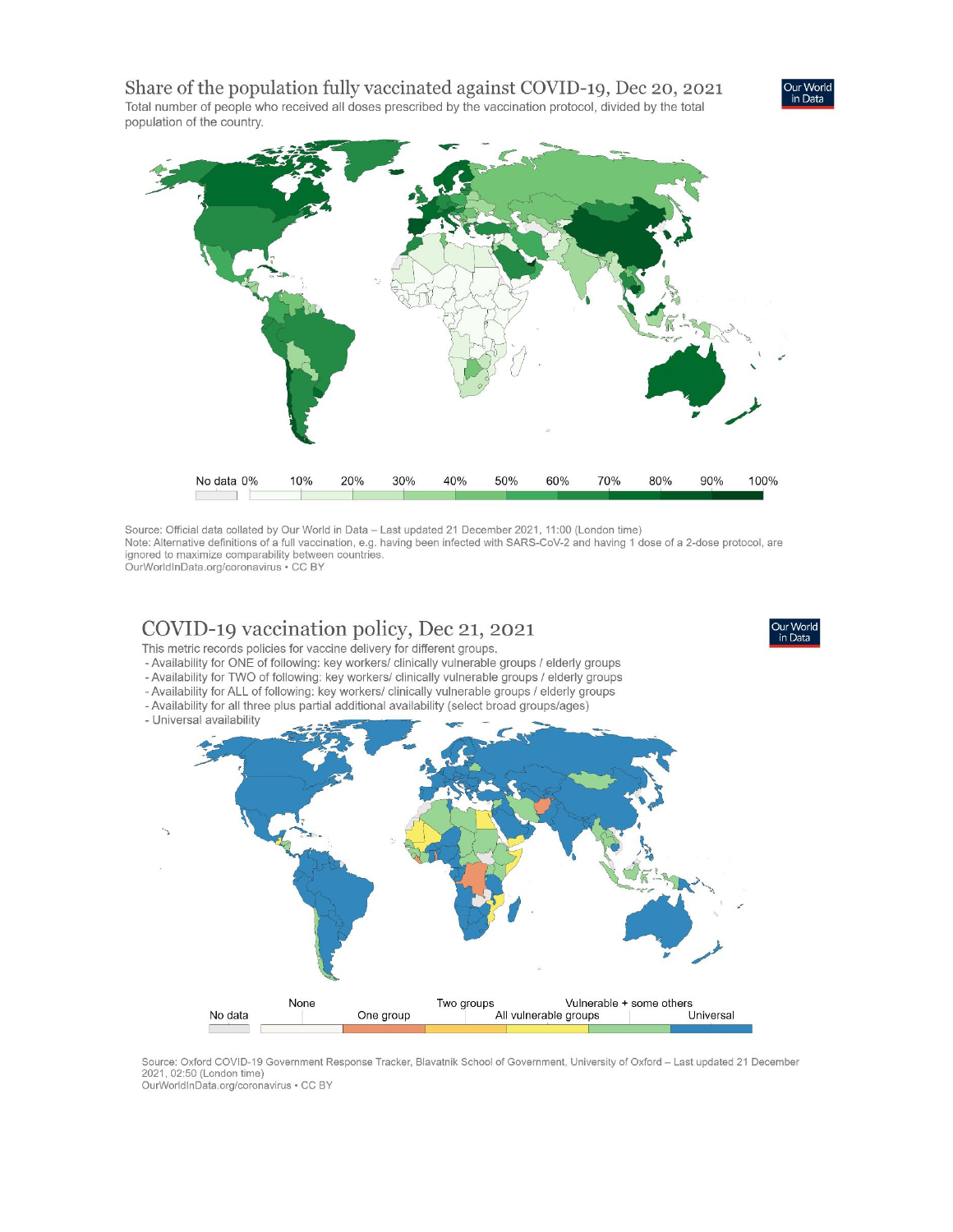## Share of the population fully vaccinated against COVID-19, Dec 20, 2021

Total number of people who received all doses prescribed by the vaccination protocol, divided by the total population of the country.

Our World in Data

No data 0% 10% 20% 30% 40% 50% 60% 70% 80% 90% 100%

Source: Official data collated by Our World in Data – Last updated 21 December 2021, 11:00 (London time)
Note: Alternative definitions of a full vaccination, e.g. having been infected with SARS-CoV-2 and having 1 dose of a 2-dose protocol, are ignored to maximize comparability between countries.
OurWorldInData.org/coronavirus • CC BY

## COVID-19 vaccination policy, Dec 21, 2021

This metric records policies for vaccine delivery for different groups.

- Availability for ONE of following: key workers/ clinically vulnerable groups / elderly groups
- Availability for TWO of following: key workers/ clinically vulnerable groups / elderly groups
- Availability for ALL of following: key workers/ clinically vulnerable groups / elderly groups
- Availability for all three plus partial additional availability (select broad groups/ages)
- Universal availability

Our World in Data

No data | None | One group | Two groups | All vulnerable groups | Vulnerable + some others | Universal

Source: Oxford COVID-19 Government Response Tracker, Blavatnik School of Government, University of Oxford – Last updated 21 December 2021, 02:50 (London time)
OurWorldInData.org/coronavirus • CC BY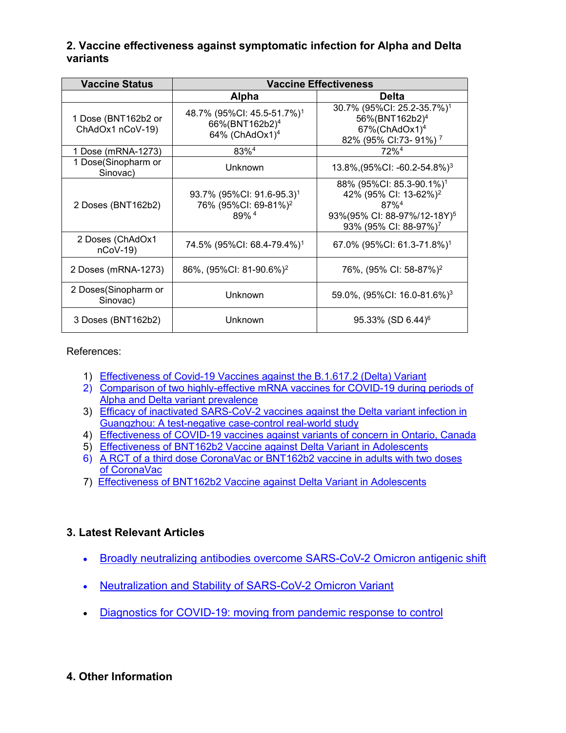## 2. Vaccine effectiveness against symptomatic infection for Alpha and Delta variants

| Vaccine Status | Vaccine Effectiveness | |
|---|---|---|
| | Alpha | Delta |
| 1 Dose (BNT162b2 or ChAdOx1 nCoV-19) | 48.7% (95%CI: 45.5-51.7%)[1]<br>66%(BNT162b2)[4]<br>64% (ChAdOx1)[4] | 30.7% (95%CI: 25.2-35.7%)[1]<br>56%(BNT162b2)[4]<br>67%(ChAdOx1)[4]<br>82% (95% CI:73- 91%)[7] |
| 1 Dose (mRNA-1273) | 83%[4] | 72%[4] |
| 1 Dose(Sinopharm or Sinovac) | Unknown | 13.8%,(95%CI: -60.2-54.8%)[3] |
| 2 Doses (BNT162b2) | 93.7% (95%CI: 91.6-95.3)[1]<br>76% (95%CI: 69-81%)[2]<br>89%[4] | 88% (95%CI: 85.3-90.1%)[1]<br>42% (95% CI: 13-62%)[2]<br>87%[4]<br>93%(95% CI: 88-97%/12-18Y)[5]<br>93% (95% CI: 88-97%)[7] |
| 2 Doses (ChAdOx1 nCoV-19) | 74.5% (95%CI: 68.4-79.4%)[1] | 67.0% (95%CI: 61.3-71.8%)[1] |
| 2 Doses (mRNA-1273) | 86%, (95%CI: 81-90.6%)[2] | 76%, (95% CI: 58-87%)[2] |
| 2 Doses(Sinopharm or Sinovac) | Unknown | 59.0%, (95%CI: 16.0-81.6%)[3] |
| 3 Doses (BNT162b2) | Unknown | 95.33% (SD 6.44)[6] |

References:

1) Effectiveness of Covid-19 Vaccines against the B.1.617.2 (Delta) Variant
2) Comparison of two highly-effective mRNA vaccines for COVID-19 during periods of Alpha and Delta variant prevalence
3) Efficacy of inactivated SARS-CoV-2 vaccines against the Delta variant infection in Guangzhou: A test-negative case-control real-world study
4) Effectiveness of COVID-19 vaccines against variants of concern in Ontario, Canada
5) Effectiveness of BNT162b2 Vaccine against Delta Variant in Adolescents
6) A RCT of a third dose CoronaVac or BNT162b2 vaccine in adults with two doses of CoronaVac
7) Effectiveness of BNT162b2 Vaccine against Delta Variant in Adolescents

## 3. Latest Relevant Articles

- Broadly neutralizing antibodies overcome SARS-CoV-2 Omicron antigenic shift
- Neutralization and Stability of SARS-CoV-2 Omicron Variant
- Diagnostics for COVID-19: moving from pandemic response to control

## 4. Other Information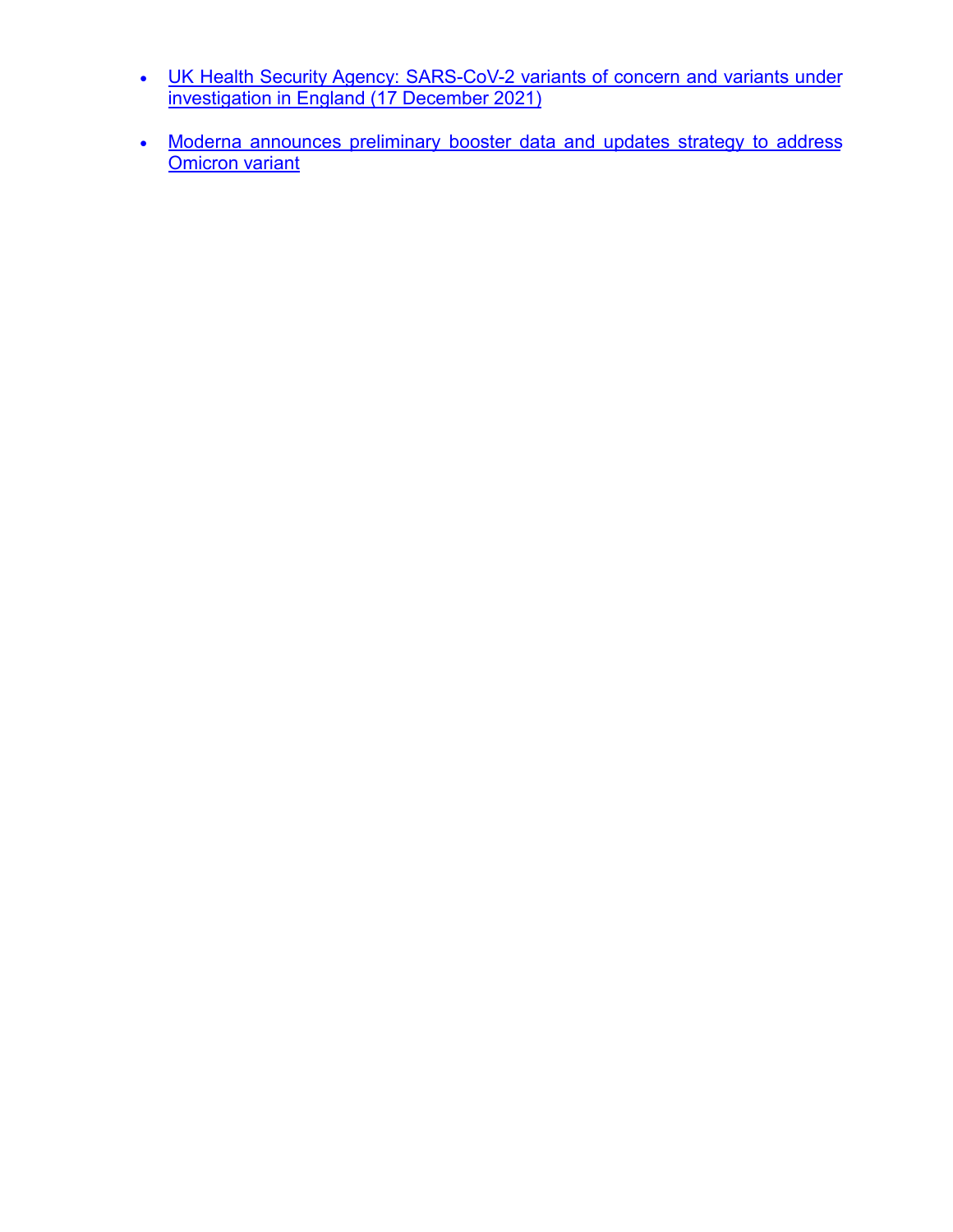- UK Health Security Agency: SARS-CoV-2 variants of concern and variants under investigation in England (17 December 2021)
- Moderna announces preliminary booster data and updates strategy to address Omicron variant